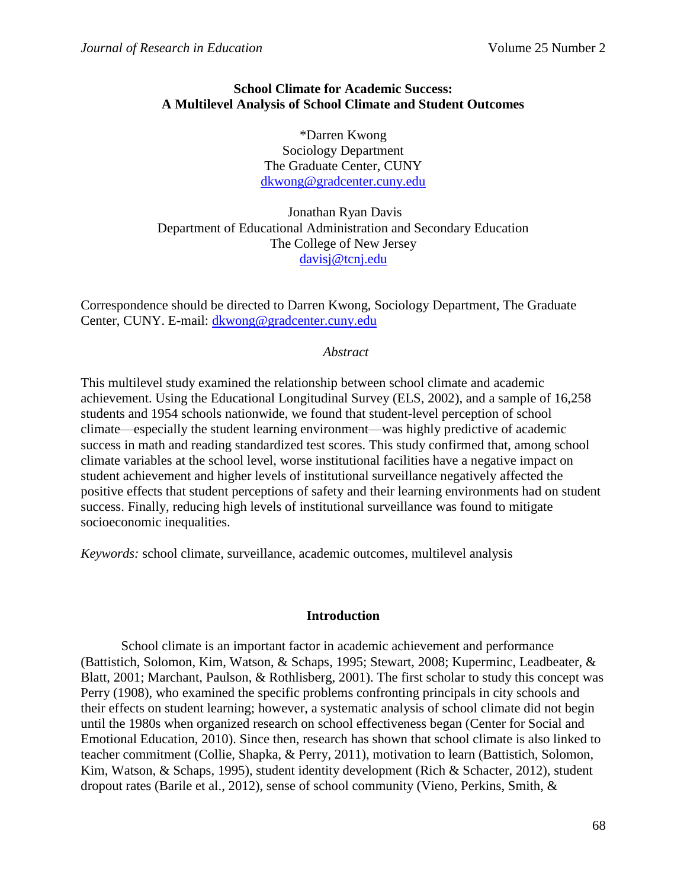# School Climate for Academic Success: A Multilevel Analysis of School Climate and Student Outcomes

*Darren Kwong
Sociology Department
The Graduate Center, CUNY
dkwong@gradcenter.cuny.edu

Jonathan Ryan Davis
Department of Educational Administration and Secondary Education
The College of New Jersey
davisj@tcnj.edu

Correspondence should be directed to Darren Kwong, Sociology Department, The Graduate Center, CUNY. E-mail: dkwong@gradcenter.cuny.edu

*Abstract*

This multilevel study examined the relationship between school climate and academic achievement. Using the Educational Longitudinal Survey (ELS, 2002), and a sample of 16,258 students and 1954 schools nationwide, we found that student-level perception of school climate—especially the student learning environment—was highly predictive of academic success in math and reading standardized test scores. This study confirmed that, among school climate variables at the school level, worse institutional facilities have a negative impact on student achievement and higher levels of institutional surveillance negatively affected the positive effects that student perceptions of safety and their learning environments had on student success. Finally, reducing high levels of institutional surveillance was found to mitigate socioeconomic inequalities.

*Keywords:* school climate, surveillance, academic outcomes, multilevel analysis

## Introduction

School climate is an important factor in academic achievement and performance (Battistich, Solomon, Kim, Watson, & Schaps, 1995; Stewart, 2008; Kuperminc, Leadbeater, & Blatt, 2001; Marchant, Paulson, & Rothlisberg, 2001). The first scholar to study this concept was Perry (1908), who examined the specific problems confronting principals in city schools and their effects on student learning; however, a systematic analysis of school climate did not begin until the 1980s when organized research on school effectiveness began (Center for Social and Emotional Education, 2010). Since then, research has shown that school climate is also linked to teacher commitment (Collie, Shapka, & Perry, 2011), motivation to learn (Battistich, Solomon, Kim, Watson, & Schaps, 1995), student identity development (Rich & Schacter, 2012), student dropout rates (Barile et al., 2012), sense of school community (Vieno, Perkins, Smith, &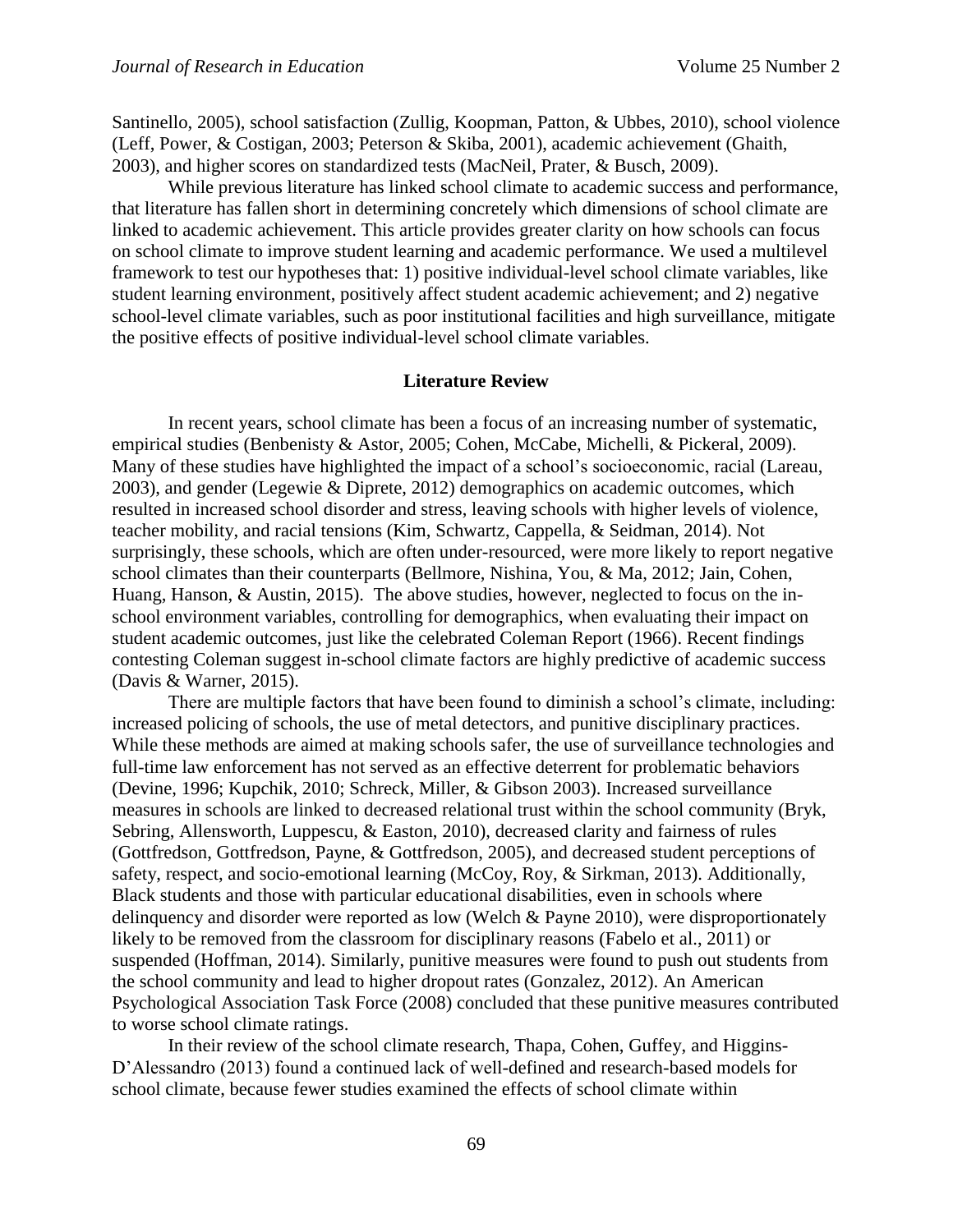Santinello, 2005), school satisfaction (Zullig, Koopman, Patton, & Ubbes, 2010), school violence (Leff, Power, & Costigan, 2003; Peterson & Skiba, 2001), academic achievement (Ghaith, 2003), and higher scores on standardized tests (MacNeil, Prater, & Busch, 2009).

While previous literature has linked school climate to academic success and performance, that literature has fallen short in determining concretely which dimensions of school climate are linked to academic achievement. This article provides greater clarity on how schools can focus on school climate to improve student learning and academic performance. We used a multilevel framework to test our hypotheses that: 1) positive individual-level school climate variables, like student learning environment, positively affect student academic achievement; and 2) negative school-level climate variables, such as poor institutional facilities and high surveillance, mitigate the positive effects of positive individual-level school climate variables.

## Literature Review

In recent years, school climate has been a focus of an increasing number of systematic, empirical studies (Benbenisty & Astor, 2005; Cohen, McCabe, Michelli, & Pickeral, 2009). Many of these studies have highlighted the impact of a school's socioeconomic, racial (Lareau, 2003), and gender (Legewie & Diprete, 2012) demographics on academic outcomes, which resulted in increased school disorder and stress, leaving schools with higher levels of violence, teacher mobility, and racial tensions (Kim, Schwartz, Cappella, & Seidman, 2014). Not surprisingly, these schools, which are often under-resourced, were more likely to report negative school climates than their counterparts (Bellmore, Nishina, You, & Ma, 2012; Jain, Cohen, Huang, Hanson, & Austin, 2015). The above studies, however, neglected to focus on the in-school environment variables, controlling for demographics, when evaluating their impact on student academic outcomes, just like the celebrated Coleman Report (1966). Recent findings contesting Coleman suggest in-school climate factors are highly predictive of academic success (Davis & Warner, 2015).

There are multiple factors that have been found to diminish a school's climate, including: increased policing of schools, the use of metal detectors, and punitive disciplinary practices. While these methods are aimed at making schools safer, the use of surveillance technologies and full-time law enforcement has not served as an effective deterrent for problematic behaviors (Devine, 1996; Kupchik, 2010; Schreck, Miller, & Gibson 2003). Increased surveillance measures in schools are linked to decreased relational trust within the school community (Bryk, Sebring, Allensworth, Luppescu, & Easton, 2010), decreased clarity and fairness of rules (Gottfredson, Gottfredson, Payne, & Gottfredson, 2005), and decreased student perceptions of safety, respect, and socio-emotional learning (McCoy, Roy, & Sirkman, 2013). Additionally, Black students and those with particular educational disabilities, even in schools where delinquency and disorder were reported as low (Welch & Payne 2010), were disproportionately likely to be removed from the classroom for disciplinary reasons (Fabelo et al., 2011) or suspended (Hoffman, 2014). Similarly, punitive measures were found to push out students from the school community and lead to higher dropout rates (Gonzalez, 2012). An American Psychological Association Task Force (2008) concluded that these punitive measures contributed to worse school climate ratings.

In their review of the school climate research, Thapa, Cohen, Guffey, and Higgins-D'Alessandro (2013) found a continued lack of well-defined and research-based models for school climate, because fewer studies examined the effects of school climate within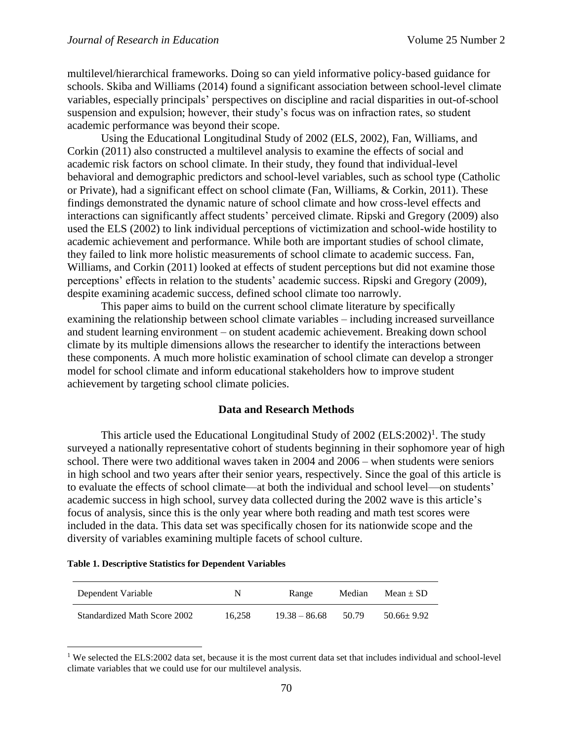multilevel/hierarchical frameworks. Doing so can yield informative policy-based guidance for schools. Skiba and Williams (2014) found a significant association between school-level climate variables, especially principals' perspectives on discipline and racial disparities in out-of-school suspension and expulsion; however, their study's focus was on infraction rates, so student academic performance was beyond their scope.

Using the Educational Longitudinal Study of 2002 (ELS, 2002), Fan, Williams, and Corkin (2011) also constructed a multilevel analysis to examine the effects of social and academic risk factors on school climate. In their study, they found that individual-level behavioral and demographic predictors and school-level variables, such as school type (Catholic or Private), had a significant effect on school climate (Fan, Williams, & Corkin, 2011). These findings demonstrated the dynamic nature of school climate and how cross-level effects and interactions can significantly affect students' perceived climate. Ripski and Gregory (2009) also used the ELS (2002) to link individual perceptions of victimization and school-wide hostility to academic achievement and performance. While both are important studies of school climate, they failed to link more holistic measurements of school climate to academic success. Fan, Williams, and Corkin (2011) looked at effects of student perceptions but did not examine those perceptions' effects in relation to the students' academic success. Ripski and Gregory (2009), despite examining academic success, defined school climate too narrowly.

This paper aims to build on the current school climate literature by specifically examining the relationship between school climate variables – including increased surveillance and student learning environment – on student academic achievement. Breaking down school climate by its multiple dimensions allows the researcher to identify the interactions between these components. A much more holistic examination of school climate can develop a stronger model for school climate and inform educational stakeholders how to improve student achievement by targeting school climate policies.

## Data and Research Methods

This article used the Educational Longitudinal Study of 2002 (ELS:2002)[1]. The study surveyed a nationally representative cohort of students beginning in their sophomore year of high school. There were two additional waves taken in 2004 and 2006 – when students were seniors in high school and two years after their senior years, respectively. Since the goal of this article is to evaluate the effects of school climate—at both the individual and school level—on students' academic success in high school, survey data collected during the 2002 wave is this article's focus of analysis, since this is the only year where both reading and math test scores were included in the data. This data set was specifically chosen for its nationwide scope and the diversity of variables examining multiple facets of school culture.

**Table 1. Descriptive Statistics for Dependent Variables**

| Dependent Variable | N | Range | Median | Mean ± SD |
|---|---|---|---|---|
| Standardized Math Score 2002 | 16,258 | 19.38 – 86.68 | 50.79 | 50.66± 9.92 |

[1] We selected the ELS:2002 data set, because it is the most current data set that includes individual and school-level climate variables that we could use for our multilevel analysis.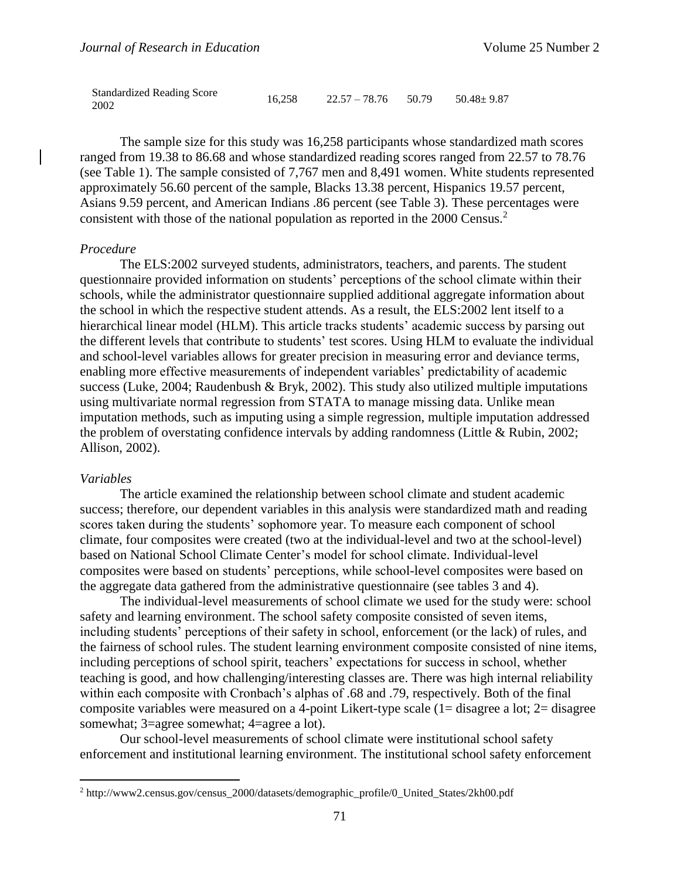| Standardized Reading Score 2002 | 16,258 | 22.57 – 78.76 | 50.79 | 50.48± 9.87 |
|---|---|---|---|---|

The sample size for this study was 16,258 participants whose standardized math scores ranged from 19.38 to 86.68 and whose standardized reading scores ranged from 22.57 to 78.76 (see Table 1). The sample consisted of 7,767 men and 8,491 women. White students represented approximately 56.60 percent of the sample, Blacks 13.38 percent, Hispanics 19.57 percent, Asians 9.59 percent, and American Indians .86 percent (see Table 3). These percentages were consistent with those of the national population as reported in the 2000 Census.[2]

*Procedure*

The ELS:2002 surveyed students, administrators, teachers, and parents. The student questionnaire provided information on students' perceptions of the school climate within their schools, while the administrator questionnaire supplied additional aggregate information about the school in which the respective student attends. As a result, the ELS:2002 lent itself to a hierarchical linear model (HLM). This article tracks students' academic success by parsing out the different levels that contribute to students' test scores. Using HLM to evaluate the individual and school-level variables allows for greater precision in measuring error and deviance terms, enabling more effective measurements of independent variables' predictability of academic success (Luke, 2004; Raudenbush & Bryk, 2002). This study also utilized multiple imputations using multivariate normal regression from STATA to manage missing data. Unlike mean imputation methods, such as imputing using a simple regression, multiple imputation addressed the problem of overstating confidence intervals by adding randomness (Little & Rubin, 2002; Allison, 2002).

*Variables*

The article examined the relationship between school climate and student academic success; therefore, our dependent variables in this analysis were standardized math and reading scores taken during the students' sophomore year. To measure each component of school climate, four composites were created (two at the individual-level and two at the school-level) based on National School Climate Center's model for school climate. Individual-level composites were based on students' perceptions, while school-level composites were based on the aggregate data gathered from the administrative questionnaire (see tables 3 and 4).

The individual-level measurements of school climate we used for the study were: school safety and learning environment. The school safety composite consisted of seven items, including students' perceptions of their safety in school, enforcement (or the lack) of rules, and the fairness of school rules. The student learning environment composite consisted of nine items, including perceptions of school spirit, teachers' expectations for success in school, whether teaching is good, and how challenging/interesting classes are. There was high internal reliability within each composite with Cronbach's alphas of .68 and .79, respectively. Both of the final composite variables were measured on a 4-point Likert-type scale (1= disagree a lot; 2= disagree somewhat; 3=agree somewhat; 4=agree a lot).

Our school-level measurements of school climate were institutional school safety enforcement and institutional learning environment. The institutional school safety enforcement

[2] http://www2.census.gov/census_2000/datasets/demographic_profile/0_United_States/2kh00.pdf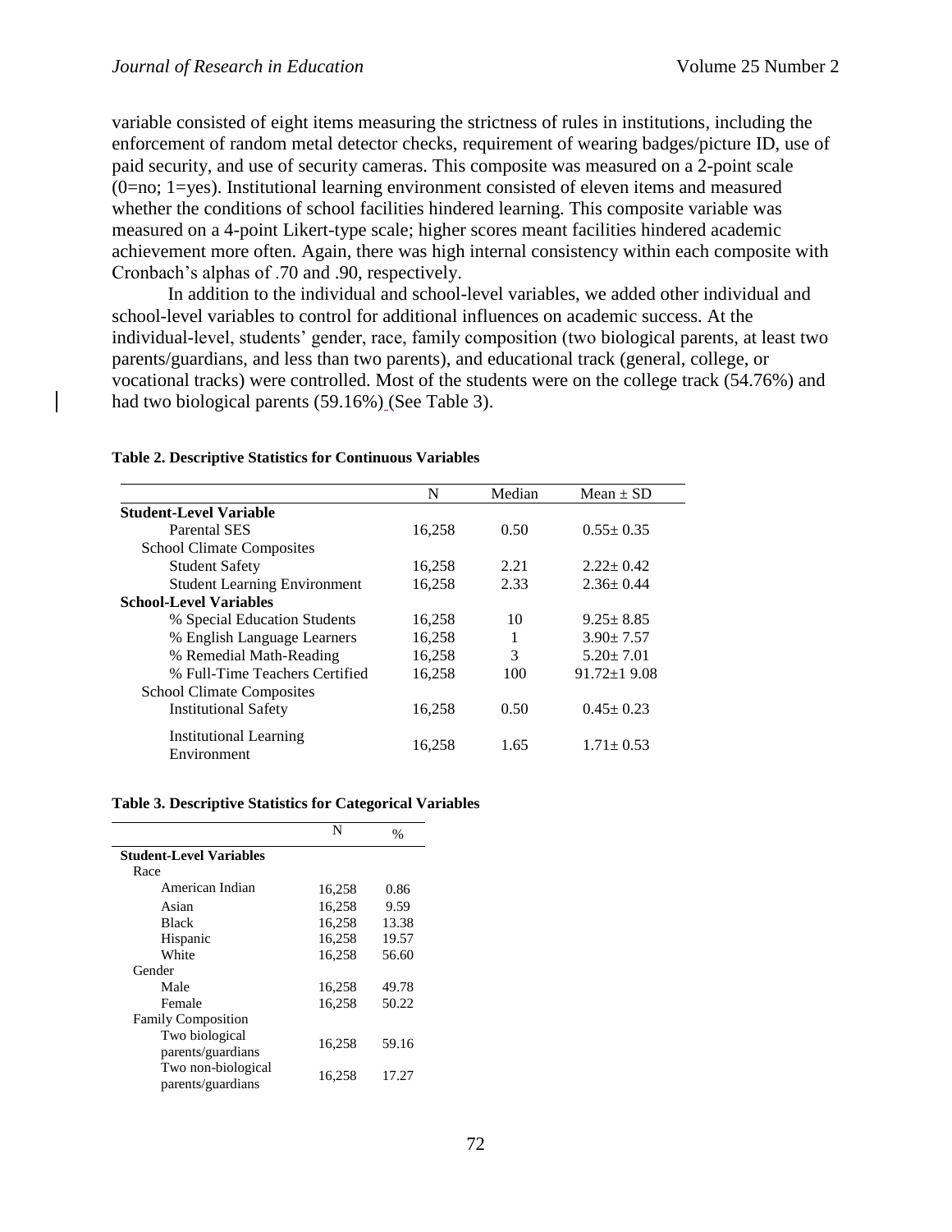variable consisted of eight items measuring the strictness of rules in institutions, including the enforcement of random metal detector checks, requirement of wearing badges/picture ID, use of paid security, and use of security cameras. This composite was measured on a 2-point scale (0=no; 1=yes). Institutional learning environment consisted of eleven items and measured whether the conditions of school facilities hindered learning. This composite variable was measured on a 4-point Likert-type scale; higher scores meant facilities hindered academic achievement more often. Again, there was high internal consistency within each composite with Cronbach's alphas of .70 and .90, respectively.

In addition to the individual and school-level variables, we added other individual and school-level variables to control for additional influences on academic success. At the individual-level, students' gender, race, family composition (two biological parents, at least two parents/guardians, and less than two parents), and educational track (general, college, or vocational tracks) were controlled. Most of the students were on the college track (54.76%) and had two biological parents (59.16%) (See Table 3).

**Table 2. Descriptive Statistics for Continuous Variables**

| | N | Median | Mean ± SD |
|---|---|---|---|
| **Student-Level Variable** | | | |
| Parental SES | 16,258 | 0.50 | 0.55± 0.35 |
| School Climate Composites | | | |
| Student Safety | 16,258 | 2.21 | 2.22± 0.42 |
| Student Learning Environment | 16,258 | 2.33 | 2.36± 0.44 |
| **School-Level Variables** | | | |
| % Special Education Students | 16,258 | 10 | 9.25± 8.85 |
| % English Language Learners | 16,258 | 1 | 3.90± 7.57 |
| % Remedial Math-Reading | 16,258 | 3 | 5.20± 7.01 |
| % Full-Time Teachers Certified | 16,258 | 100 | 91.72±1 9.08 |
| School Climate Composites | | | |
| Institutional Safety | 16,258 | 0.50 | 0.45± 0.23 |
| Institutional Learning Environment | 16,258 | 1.65 | 1.71± 0.53 |

**Table 3. Descriptive Statistics for Categorical Variables**

| | N | % |
|---|---|---|
| **Student-Level Variables** | | |
| Race | | |
| American Indian | 16,258 | 0.86 |
| Asian | 16,258 | 9.59 |
| Black | 16,258 | 13.38 |
| Hispanic | 16,258 | 19.57 |
| White | 16,258 | 56.60 |
| Gender | | |
| Male | 16,258 | 49.78 |
| Female | 16,258 | 50.22 |
| Family Composition | | |
| Two biological parents/guardians | 16,258 | 59.16 |
| Two non-biological parents/guardians | 16,258 | 17.27 |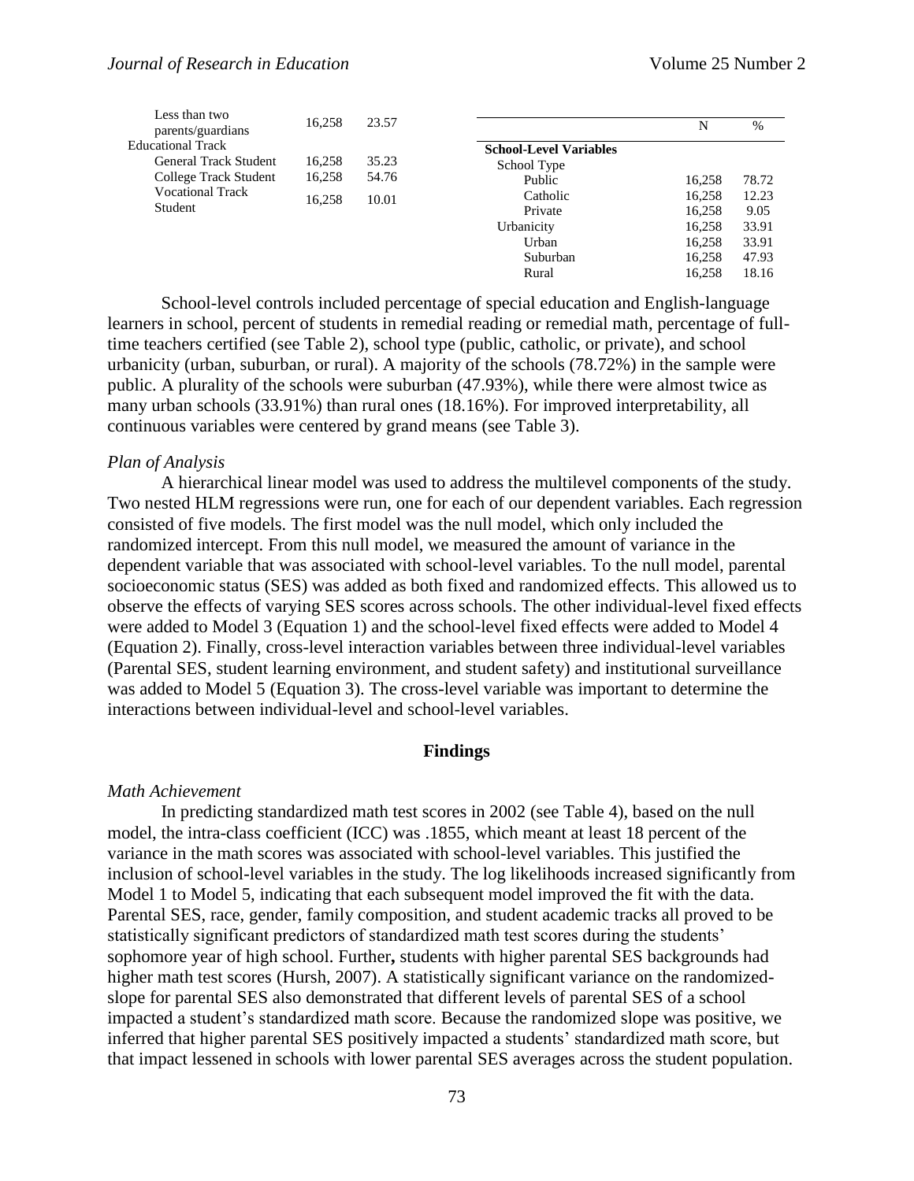| | N | % |
|---|---|---|
| Less than two parents/guardians | 16,258 | 23.57 |
| Educational Track | | |
| General Track Student | 16,258 | 35.23 |
| College Track Student | 16,258 | 54.76 |
| Vocational Track Student | 16,258 | 10.01 |

| | N | % |
|---|---|---|
| **School-Level Variables** | | |
| School Type | | |
| Public | 16,258 | 78.72 |
| Catholic | 16,258 | 12.23 |
| Private | 16,258 | 9.05 |
| Urbanicity | 16,258 | 33.91 |
| Urban | 16,258 | 33.91 |
| Suburban | 16,258 | 47.93 |
| Rural | 16,258 | 18.16 |

School-level controls included percentage of special education and English-language learners in school, percent of students in remedial reading or remedial math, percentage of full-time teachers certified (see Table 2), school type (public, catholic, or private), and school urbanicity (urban, suburban, or rural). A majority of the schools (78.72%) in the sample were public. A plurality of the schools were suburban (47.93%), while there were almost twice as many urban schools (33.91%) than rural ones (18.16%). For improved interpretability, all continuous variables were centered by grand means (see Table 3).

*Plan of Analysis*

A hierarchical linear model was used to address the multilevel components of the study. Two nested HLM regressions were run, one for each of our dependent variables. Each regression consisted of five models. The first model was the null model, which only included the randomized intercept. From this null model, we measured the amount of variance in the dependent variable that was associated with school-level variables. To the null model, parental socioeconomic status (SES) was added as both fixed and randomized effects. This allowed us to observe the effects of varying SES scores across schools. The other individual-level fixed effects were added to Model 3 (Equation 1) and the school-level fixed effects were added to Model 4 (Equation 2). Finally, cross-level interaction variables between three individual-level variables (Parental SES, student learning environment, and student safety) and institutional surveillance was added to Model 5 (Equation 3). The cross-level variable was important to determine the interactions between individual-level and school-level variables.

## Findings

*Math Achievement*

In predicting standardized math test scores in 2002 (see Table 4), based on the null model, the intra-class coefficient (ICC) was .1855, which meant at least 18 percent of the variance in the math scores was associated with school-level variables. This justified the inclusion of school-level variables in the study. The log likelihoods increased significantly from Model 1 to Model 5, indicating that each subsequent model improved the fit with the data. Parental SES, race, gender, family composition, and student academic tracks all proved to be statistically significant predictors of standardized math test scores during the students' sophomore year of high school. Further**,** students with higher parental SES backgrounds had higher math test scores (Hursh, 2007). A statistically significant variance on the randomized-slope for parental SES also demonstrated that different levels of parental SES of a school impacted a student's standardized math score. Because the randomized slope was positive, we inferred that higher parental SES positively impacted a students' standardized math score, but that impact lessened in schools with lower parental SES averages across the student population.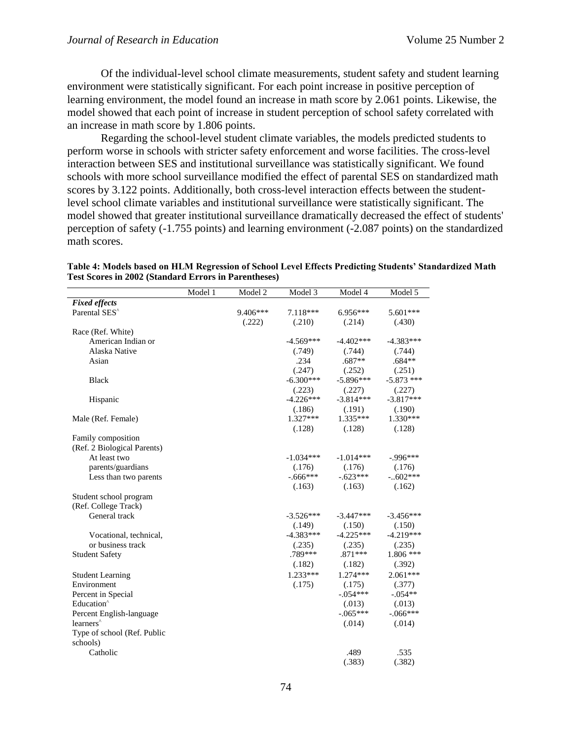Of the individual-level school climate measurements, student safety and student learning environment were statistically significant. For each point increase in positive perception of learning environment, the model found an increase in math score by 2.061 points. Likewise, the model showed that each point of increase in student perception of school safety correlated with an increase in math score by 1.806 points.

Regarding the school-level student climate variables, the models predicted students to perform worse in schools with stricter safety enforcement and worse facilities. The cross-level interaction between SES and institutional surveillance was statistically significant. We found schools with more school surveillance modified the effect of parental SES on standardized math scores by 3.122 points. Additionally, both cross-level interaction effects between the student-level school climate variables and institutional surveillance were statistically significant. The model showed that greater institutional surveillance dramatically decreased the effect of students' perception of safety (-1.755 points) and learning environment (-2.087 points) on the standardized math scores.

**Table 4: Models based on HLM Regression of School Level Effects Predicting Students' Standardized Math Test Scores in 2002 (Standard Errors in Parentheses)**

| | Model 1 | Model 2 | Model 3 | Model 4 | Model 5 |
|---|---|---|---|---|---|
| ***Fixed effects*** | | | | | |
| Parental SES^ | | 9.406*** | 7.118*** | 6.956*** | 5.601*** |
| | | (.222) | (.210) | (.214) | (.430) |
| Race (Ref. White) | | | | | |
| American Indian or Alaska Native | | | -4.569*** | -4.402*** | -4.383*** |
| | | | (.749) | (.744) | (.744) |
| Asian | | | .234 | .687** | .684** |
| | | | (.247) | (.252) | (.251) |
| Black | | | -6.300*** | -5.896*** | -5.873 *** |
| | | | (.223) | (.227) | (.227) |
| Hispanic | | | -4.226*** | -3.814*** | -3.817*** |
| | | | (.186) | (.191) | (.190) |
| Male (Ref. Female) | | | 1.327*** | 1.335*** | 1.330*** |
| | | | (.128) | (.128) | (.128) |
| Family composition (Ref. 2 Biological Parents) | | | | | |
| At least two parents/guardians | | | -1.034*** | -1.014*** | -.996*** |
| | | | (.176) | (.176) | (.176) |
| Less than two parents | | | -.666*** | -.623*** | -..602*** |
| | | | (.163) | (.163) | (.162) |
| Student school program (Ref. College Track) | | | | | |
| General track | | | -3.526*** | -3.447*** | -3.456*** |
| | | | (.149) | (.150) | (.150) |
| Vocational, technical, or business track | | | -4.383*** | -4.225*** | -4.219*** |
| | | | (.235) | (.235) | (.235) |
| Student Safety | | | .789*** | .871*** | 1.806 *** |
| | | | (.182) | (.182) | (.392) |
| Student Learning Environment | | | 1.233*** | 1.274*** | 2.061*** |
| | | | (.175) | (.175) | (.377) |
| Percent in Special Education^ | | | | -.054*** | -.054** |
| | | | | (.013) | (.013) |
| Percent English-language learners^ | | | | -.065*** | -.066*** |
| | | | | (.014) | (.014) |
| Type of school (Ref. Public schools) | | | | | |
| Catholic | | | | .489 | .535 |
| | | | | (.383) | (.382) |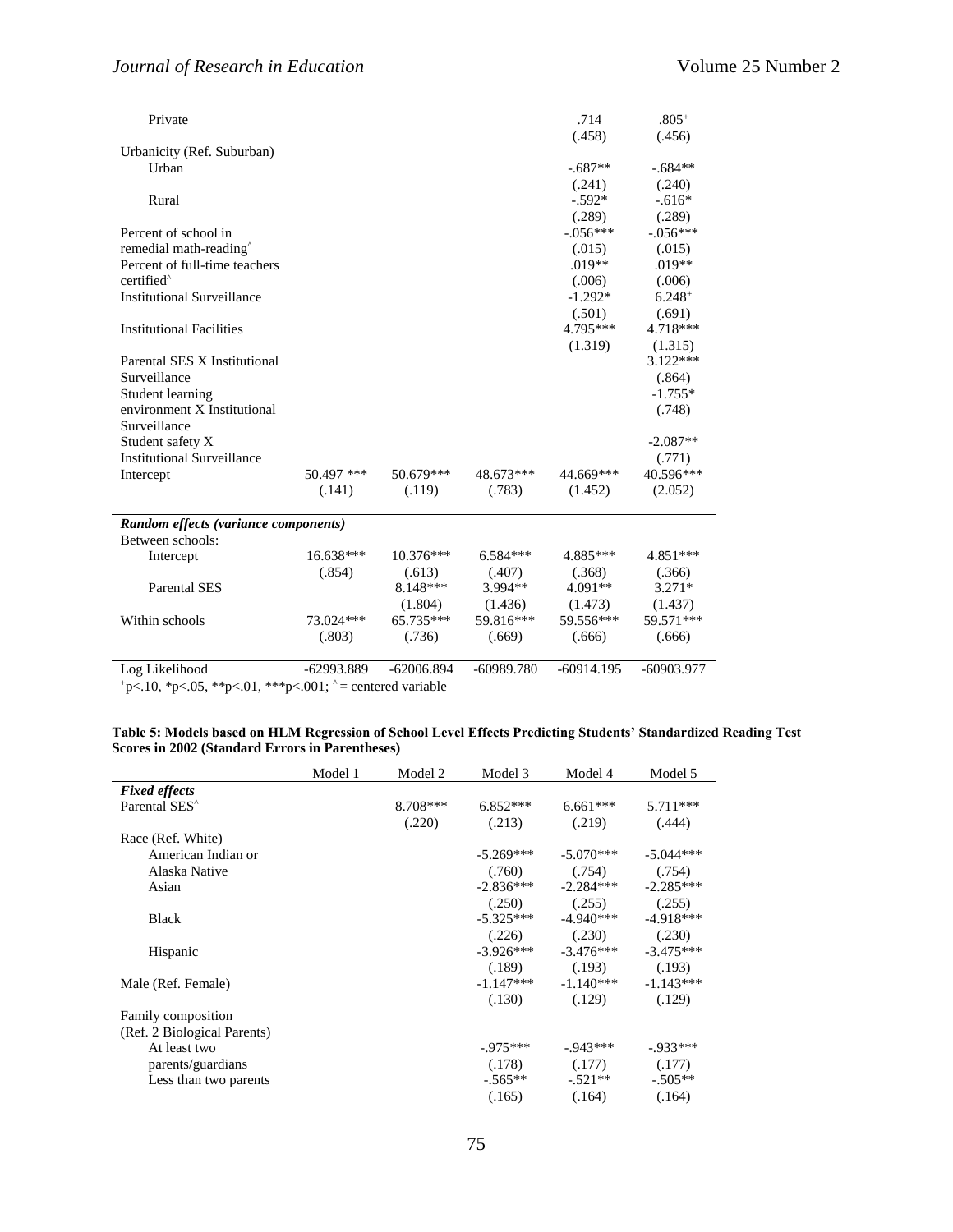| | | | | | |
|---|---|---|---|---|---|
| Private | | | | .714 | .805⁺ |
| | | | | (.458) | (.456) |
| Urbanicity (Ref. Suburban) | | | | | |
| Urban | | | | -.687** | -.684** |
| | | | | (.241) | (.240) |
| Rural | | | | -.592* | -.616* |
| | | | | (.289) | (.289) |
| Percent of school in remedial math-reading^ | | | | -.056*** | -.056*** |
| | | | | (.015) | (.015) |
| Percent of full-time teachers certified^ | | | | .019** | .019** |
| | | | | (.006) | (.006) |
| Institutional Surveillance | | | | -1.292* | 6.248⁺ |
| | | | | (.501) | (.691) |
| Institutional Facilities | | | | 4.795*** | 4.718*** |
| | | | | (1.319) | (1.315) |
| Parental SES X Institutional Surveillance | | | | | 3.122*** |
| | | | | | (.864) |
| Student learning environment X Institutional Surveillance | | | | | -1.755* |
| | | | | | (.748) |
| Student safety X Institutional Surveillance | | | | | -2.087** |
| | | | | | (.771) |
| Intercept | 50.497 *** | 50.679*** | 48.673*** | 44.669*** | 40.596*** |
| | (.141) | (.119) | (.783) | (1.452) | (2.052) |
| ***Random effects (variance components)*** | | | | | |
| Between schools: | | | | | |
| Intercept | 16.638*** | 10.376*** | 6.584*** | 4.885*** | 4.851*** |
| | (.854) | (.613) | (.407) | (.368) | (.366) |
| Parental SES | | 8.148*** | 3.994** | 4.091** | 3.271* |
| | | (1.804) | (1.436) | (1.473) | (1.437) |
| Within schools | 73.024*** | 65.735*** | 59.816*** | 59.556*** | 59.571*** |
| | (.803) | (.736) | (.669) | (.666) | (.666) |
| Log Likelihood | -62993.889 | -62006.894 | -60989.780 | -60914.195 | -60903.977 |

⁺p<.10, *p<.05, **p<.01, ***p<.001; ^ = centered variable

**Table 5: Models based on HLM Regression of School Level Effects Predicting Students' Standardized Reading Test Scores in 2002 (Standard Errors in Parentheses)**

| | Model 1 | Model 2 | Model 3 | Model 4 | Model 5 |
|---|---|---|---|---|---|
| ***Fixed effects*** | | | | | |
| Parental SES^ | | 8.708*** | 6.852*** | 6.661*** | 5.711*** |
| | | (.220) | (.213) | (.219) | (.444) |
| Race (Ref. White) | | | | | |
| American Indian or Alaska Native | | | -5.269*** | -5.070*** | -5.044*** |
| | | | (.760) | (.754) | (.754) |
| Asian | | | -2.836*** | -2.284*** | -2.285*** |
| | | | (.250) | (.255) | (.255) |
| Black | | | -5.325*** | -4.940*** | -4.918*** |
| | | | (.226) | (.230) | (.230) |
| Hispanic | | | -3.926*** | -3.476*** | -3.475*** |
| | | | (.189) | (.193) | (.193) |
| Male (Ref. Female) | | | -1.147*** | -1.140*** | -1.143*** |
| | | | (.130) | (.129) | (.129) |
| Family composition (Ref. 2 Biological Parents) | | | | | |
| At least two parents/guardians | | | -.975*** | -.943*** | -.933*** |
| | | | (.178) | (.177) | (.177) |
| Less than two parents | | | -.565** | -.521** | -.505** |
| | | | (.165) | (.164) | (.164) |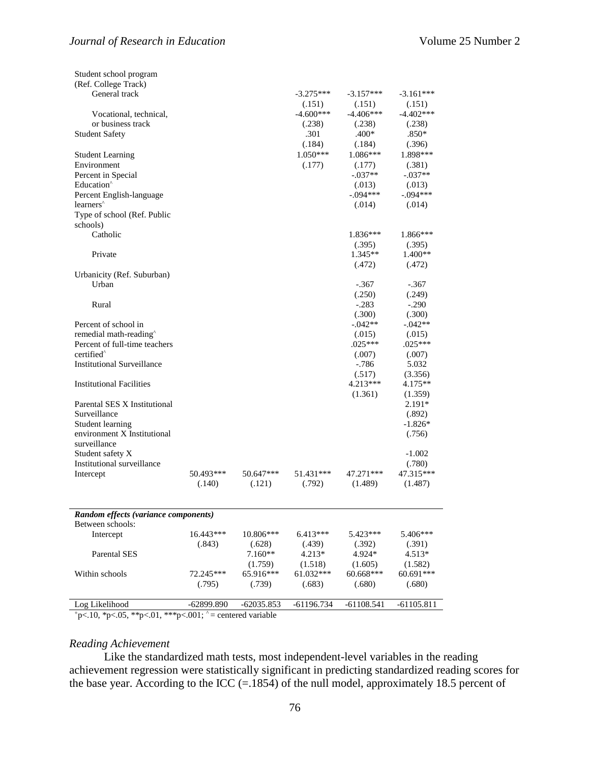| | | | | | |
|---|---|---|---|---|---|
| Student school program (Ref. College Track) | | | | | |
| General track | | | -3.275*** | -3.157*** | -3.161*** |
| | | | (.151) | (.151) | (.151) |
| Vocational, technical, or business track | | | -4.600*** | -4.406*** | -4.402*** |
| | | | (.238) | (.238) | (.238) |
| Student Safety | | | .301 | .400* | .850* |
| | | | (.184) | (.184) | (.396) |
| Student Learning Environment | | | 1.050*** | 1.086*** | 1.898*** |
| | | | (.177) | (.177) | (.381) |
| Percent in Special Education^ | | | | -.037** | -.037** |
| | | | | (.013) | (.013) |
| Percent English-language learners^ | | | | -.094*** | -.094*** |
| | | | | (.014) | (.014) |
| Type of school (Ref. Public schools) | | | | | |
| Catholic | | | | 1.836*** | 1.866*** |
| | | | | (.395) | (.395) |
| Private | | | | 1.345** | 1.400** |
| | | | | (.472) | (.472) |
| Urbanicity (Ref. Suburban) | | | | | |
| Urban | | | | -.367 | -.367 |
| | | | | (.250) | (.249) |
| Rural | | | | -.283 | -.290 |
| | | | | (.300) | (.300) |
| Percent of school in remedial math-reading^ | | | | -.042** | -.042** |
| | | | | (.015) | (.015) |
| Percent of full-time teachers certified^ | | | | .025*** | .025*** |
| | | | | (.007) | (.007) |
| Institutional Surveillance | | | | -.786 | 5.032 |
| | | | | (.517) | (3.356) |
| Institutional Facilities | | | | 4.213*** | 4.175** |
| | | | | (1.361) | (1.359) |
| Parental SES X Institutional Surveillance | | | | | 2.191* |
| | | | | | (.892) |
| Student learning environment X Institutional surveillance | | | | | -1.826* |
| | | | | | (.756) |
| Student safety X Institutional surveillance | | | | | -1.002 |
| | | | | | (.780) |
| Intercept | 50.493*** | 50.647*** | 51.431*** | 47.271*** | 47.315*** |
| | (.140) | (.121) | (.792) | (1.489) | (1.487) |
| ***Random effects (variance components)*** | | | | | |
| Between schools: | | | | | |
| Intercept | 16.443*** | 10.806*** | 6.413*** | 5.423*** | 5.406*** |
| | (.843) | (.628) | (.439) | (.392) | (.391) |
| Parental SES | | 7.160** | 4.213* | 4.924* | 4.513* |
| | | (1.759) | (1.518) | (1.605) | (1.582) |
| Within schools | 72.245*** | 65.916*** | 61.032*** | 60.668*** | 60.691*** |
| | (.795) | (.739) | (.683) | (.680) | (.680) |
| Log Likelihood | -62899.890 | -62035.853 | -61196.734 | -61108.541 | -61105.811 |

+p<.10, *p<.05, **p<.01, ***p<.001; ^ = centered variable

*Reading Achievement*

Like the standardized math tests, most independent-level variables in the reading achievement regression were statistically significant in predicting standardized reading scores for the base year. According to the ICC (=.1854) of the null model, approximately 18.5 percent of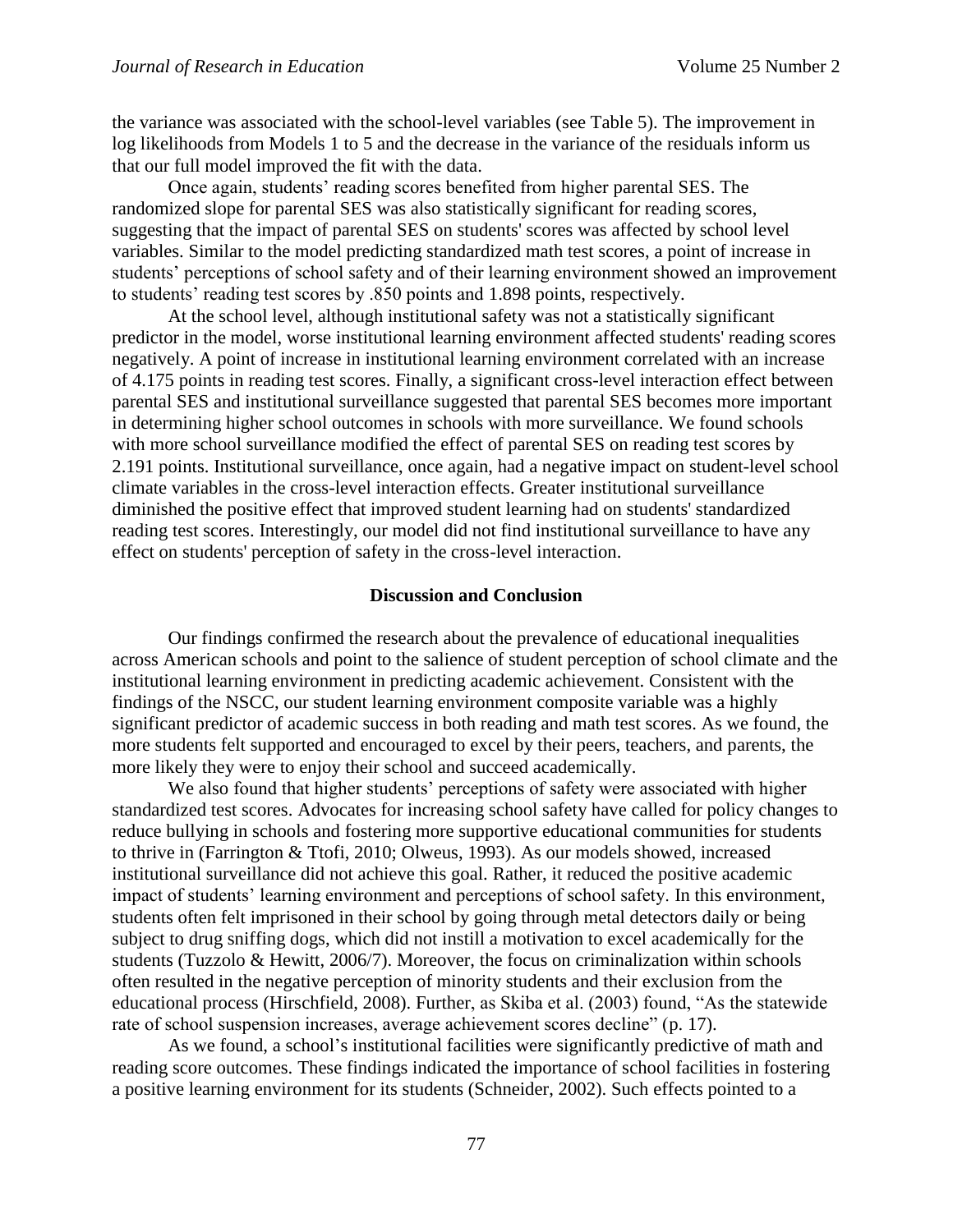the variance was associated with the school-level variables (see Table 5). The improvement in log likelihoods from Models 1 to 5 and the decrease in the variance of the residuals inform us that our full model improved the fit with the data.

Once again, students' reading scores benefited from higher parental SES. The randomized slope for parental SES was also statistically significant for reading scores, suggesting that the impact of parental SES on students' scores was affected by school level variables. Similar to the model predicting standardized math test scores, a point of increase in students' perceptions of school safety and of their learning environment showed an improvement to students' reading test scores by .850 points and 1.898 points, respectively.

At the school level, although institutional safety was not a statistically significant predictor in the model, worse institutional learning environment affected students' reading scores negatively. A point of increase in institutional learning environment correlated with an increase of 4.175 points in reading test scores. Finally, a significant cross-level interaction effect between parental SES and institutional surveillance suggested that parental SES becomes more important in determining higher school outcomes in schools with more surveillance. We found schools with more school surveillance modified the effect of parental SES on reading test scores by 2.191 points. Institutional surveillance, once again, had a negative impact on student-level school climate variables in the cross-level interaction effects. Greater institutional surveillance diminished the positive effect that improved student learning had on students' standardized reading test scores. Interestingly, our model did not find institutional surveillance to have any effect on students' perception of safety in the cross-level interaction.

## Discussion and Conclusion

Our findings confirmed the research about the prevalence of educational inequalities across American schools and point to the salience of student perception of school climate and the institutional learning environment in predicting academic achievement. Consistent with the findings of the NSCC, our student learning environment composite variable was a highly significant predictor of academic success in both reading and math test scores. As we found, the more students felt supported and encouraged to excel by their peers, teachers, and parents, the more likely they were to enjoy their school and succeed academically.

We also found that higher students' perceptions of safety were associated with higher standardized test scores. Advocates for increasing school safety have called for policy changes to reduce bullying in schools and fostering more supportive educational communities for students to thrive in (Farrington & Ttofi, 2010; Olweus, 1993). As our models showed, increased institutional surveillance did not achieve this goal. Rather, it reduced the positive academic impact of students' learning environment and perceptions of school safety. In this environment, students often felt imprisoned in their school by going through metal detectors daily or being subject to drug sniffing dogs, which did not instill a motivation to excel academically for the students (Tuzzolo & Hewitt, 2006/7). Moreover, the focus on criminalization within schools often resulted in the negative perception of minority students and their exclusion from the educational process (Hirschfield, 2008). Further, as Skiba et al. (2003) found, "As the statewide rate of school suspension increases, average achievement scores decline" (p. 17).

As we found, a school's institutional facilities were significantly predictive of math and reading score outcomes. These findings indicated the importance of school facilities in fostering a positive learning environment for its students (Schneider, 2002). Such effects pointed to a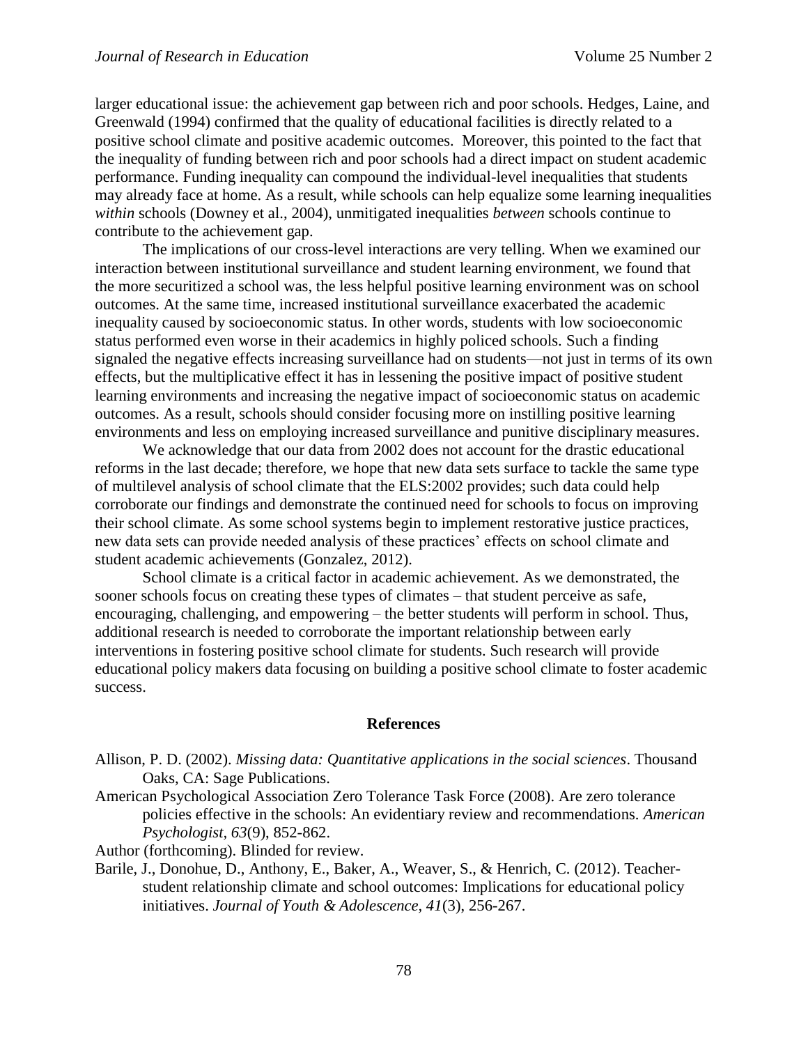larger educational issue: the achievement gap between rich and poor schools. Hedges, Laine, and Greenwald (1994) confirmed that the quality of educational facilities is directly related to a positive school climate and positive academic outcomes. Moreover, this pointed to the fact that the inequality of funding between rich and poor schools had a direct impact on student academic performance. Funding inequality can compound the individual-level inequalities that students may already face at home. As a result, while schools can help equalize some learning inequalities *within* schools (Downey et al., 2004), unmitigated inequalities *between* schools continue to contribute to the achievement gap.

The implications of our cross-level interactions are very telling. When we examined our interaction between institutional surveillance and student learning environment, we found that the more securitized a school was, the less helpful positive learning environment was on school outcomes. At the same time, increased institutional surveillance exacerbated the academic inequality caused by socioeconomic status. In other words, students with low socioeconomic status performed even worse in their academics in highly policed schools. Such a finding signaled the negative effects increasing surveillance had on students—not just in terms of its own effects, but the multiplicative effect it has in lessening the positive impact of positive student learning environments and increasing the negative impact of socioeconomic status on academic outcomes. As a result, schools should consider focusing more on instilling positive learning environments and less on employing increased surveillance and punitive disciplinary measures.

We acknowledge that our data from 2002 does not account for the drastic educational reforms in the last decade; therefore, we hope that new data sets surface to tackle the same type of multilevel analysis of school climate that the ELS:2002 provides; such data could help corroborate our findings and demonstrate the continued need for schools to focus on improving their school climate. As some school systems begin to implement restorative justice practices, new data sets can provide needed analysis of these practices' effects on school climate and student academic achievements (Gonzalez, 2012).

School climate is a critical factor in academic achievement. As we demonstrated, the sooner schools focus on creating these types of climates – that student perceive as safe, encouraging, challenging, and empowering – the better students will perform in school. Thus, additional research is needed to corroborate the important relationship between early interventions in fostering positive school climate for students. Such research will provide educational policy makers data focusing on building a positive school climate to foster academic success.

## References

Allison, P. D. (2002). *Missing data: Quantitative applications in the social sciences*. Thousand Oaks, CA: Sage Publications.

American Psychological Association Zero Tolerance Task Force (2008). Are zero tolerance policies effective in the schools: An evidentiary review and recommendations. *American Psychologist, 63*(9), 852-862.

Author (forthcoming). Blinded for review.

Barile, J., Donohue, D., Anthony, E., Baker, A., Weaver, S., & Henrich, C. (2012). Teacher-student relationship climate and school outcomes: Implications for educational policy initiatives. *Journal of Youth & Adolescence, 41*(3), 256-267.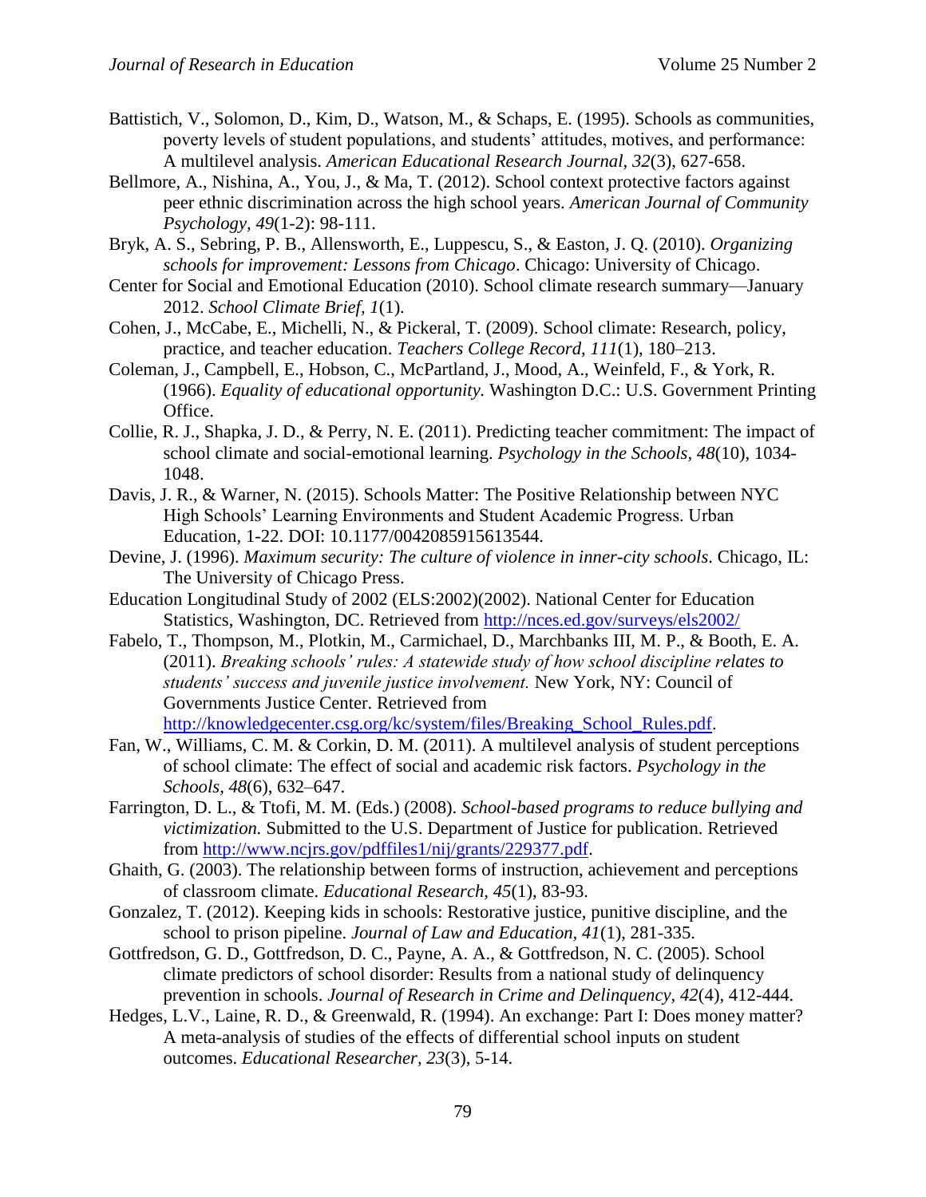Battistich, V., Solomon, D., Kim, D., Watson, M., & Schaps, E. (1995). Schools as communities, poverty levels of student populations, and students' attitudes, motives, and performance: A multilevel analysis. *American Educational Research Journal, 32*(3), 627-658.

Bellmore, A., Nishina, A., You, J., & Ma, T. (2012). School context protective factors against peer ethnic discrimination across the high school years. *American Journal of Community Psychology, 49*(1-2): 98-111.

Bryk, A. S., Sebring, P. B., Allensworth, E., Luppescu, S., & Easton, J. Q. (2010). *Organizing schools for improvement: Lessons from Chicago*. Chicago: University of Chicago.

Center for Social and Emotional Education (2010). School climate research summary—January 2012. *School Climate Brief, 1*(1).

Cohen, J., McCabe, E., Michelli, N., & Pickeral, T. (2009). School climate: Research, policy, practice, and teacher education. *Teachers College Record, 111*(1), 180–213.

Coleman, J., Campbell, E., Hobson, C., McPartland, J., Mood, A., Weinfeld, F., & York, R. (1966). *Equality of educational opportunity.* Washington D.C.: U.S. Government Printing Office.

Collie, R. J., Shapka, J. D., & Perry, N. E. (2011). Predicting teacher commitment: The impact of school climate and social-emotional learning. *Psychology in the Schools, 48*(10), 1034-1048.

Davis, J. R., & Warner, N. (2015). Schools Matter: The Positive Relationship between NYC High Schools' Learning Environments and Student Academic Progress. Urban Education, 1-22. DOI: 10.1177/0042085915613544.

Devine, J. (1996). *Maximum security: The culture of violence in inner-city schools*. Chicago, IL: The University of Chicago Press.

Education Longitudinal Study of 2002 (ELS:2002)(2002). National Center for Education Statistics, Washington, DC. Retrieved from http://nces.ed.gov/surveys/els2002/

Fabelo, T., Thompson, M., Plotkin, M., Carmichael, D., Marchbanks III, M. P., & Booth, E. A. (2011). *Breaking schools' rules: A statewide study of how school discipline relates to students' success and juvenile justice involvement.* New York, NY: Council of Governments Justice Center. Retrieved from http://knowledgecenter.csg.org/kc/system/files/Breaking_School_Rules.pdf.

Fan, W., Williams, C. M. & Corkin, D. M. (2011). A multilevel analysis of student perceptions of school climate: The effect of social and academic risk factors. *Psychology in the Schools, 48*(6), 632–647.

Farrington, D. L., & Ttofi, M. M. (Eds.) (2008). *School-based programs to reduce bullying and victimization.* Submitted to the U.S. Department of Justice for publication. Retrieved from http://www.ncjrs.gov/pdffiles1/nij/grants/229377.pdf.

Ghaith, G. (2003). The relationship between forms of instruction, achievement and perceptions of classroom climate. *Educational Research, 45*(1), 83-93.

Gonzalez, T. (2012). Keeping kids in schools: Restorative justice, punitive discipline, and the school to prison pipeline. *Journal of Law and Education, 41*(1), 281-335.

Gottfredson, G. D., Gottfredson, D. C., Payne, A. A., & Gottfredson, N. C. (2005). School climate predictors of school disorder: Results from a national study of delinquency prevention in schools. *Journal of Research in Crime and Delinquency, 42*(4), 412-444.

Hedges, L.V., Laine, R. D., & Greenwald, R. (1994). An exchange: Part I: Does money matter? A meta-analysis of studies of the effects of differential school inputs on student outcomes. *Educational Researcher, 23*(3), 5-14.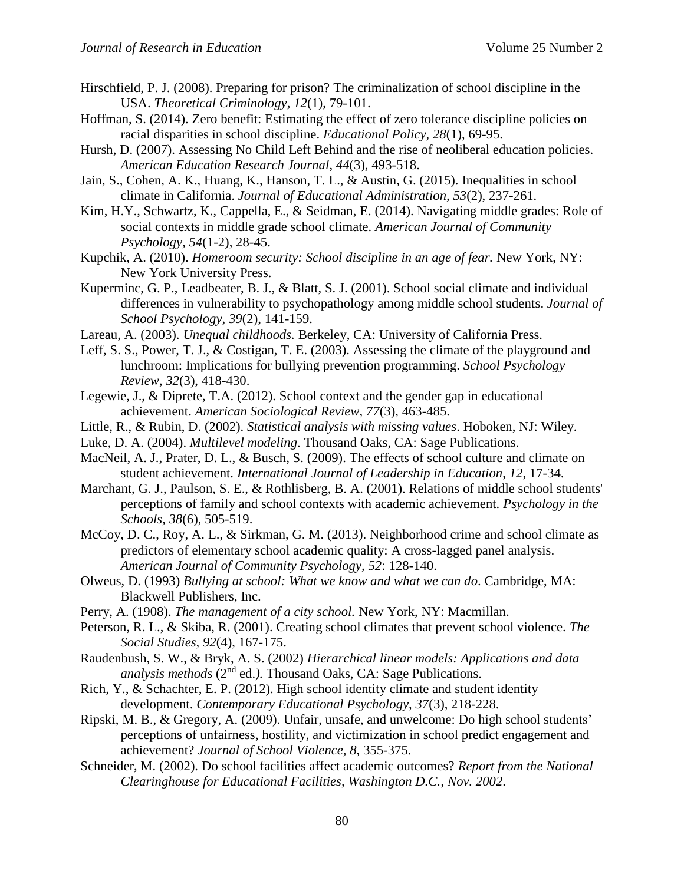Hirschfield, P. J. (2008). Preparing for prison? The criminalization of school discipline in the USA. *Theoretical Criminology, 12*(1), 79-101.

Hoffman, S. (2014). Zero benefit: Estimating the effect of zero tolerance discipline policies on racial disparities in school discipline. *Educational Policy, 28*(1), 69-95.

Hursh, D. (2007). Assessing No Child Left Behind and the rise of neoliberal education policies. *American Education Research Journal, 44*(3), 493-518.

Jain, S., Cohen, A. K., Huang, K., Hanson, T. L., & Austin, G. (2015). Inequalities in school climate in California. *Journal of Educational Administration, 53*(2), 237-261.

Kim, H.Y., Schwartz, K., Cappella, E., & Seidman, E. (2014). Navigating middle grades: Role of social contexts in middle grade school climate. *American Journal of Community Psychology, 54*(1-2), 28-45.

Kupchik, A. (2010). *Homeroom security: School discipline in an age of fear.* New York, NY: New York University Press.

Kuperminc, G. P., Leadbeater, B. J., & Blatt, S. J. (2001). School social climate and individual differences in vulnerability to psychopathology among middle school students. *Journal of School Psychology, 39*(2), 141-159.

Lareau, A. (2003). *Unequal childhoods.* Berkeley, CA: University of California Press.

Leff, S. S., Power, T. J., & Costigan, T. E. (2003). Assessing the climate of the playground and lunchroom: Implications for bullying prevention programming. *School Psychology Review, 32*(3), 418-430.

Legewie, J., & Diprete, T.A. (2012). School context and the gender gap in educational achievement. *American Sociological Review, 77*(3), 463-485.

Little, R., & Rubin, D. (2002). *Statistical analysis with missing values*. Hoboken, NJ: Wiley.

Luke, D. A. (2004). *Multilevel modeling*. Thousand Oaks, CA: Sage Publications.

MacNeil, A. J., Prater, D. L., & Busch, S. (2009). The effects of school culture and climate on student achievement. *International Journal of Leadership in Education, 12*, 17-34.

Marchant, G. J., Paulson, S. E., & Rothlisberg, B. A. (2001). Relations of middle school students' perceptions of family and school contexts with academic achievement. *Psychology in the Schools, 38*(6), 505-519.

McCoy, D. C., Roy, A. L., & Sirkman, G. M. (2013). Neighborhood crime and school climate as predictors of elementary school academic quality: A cross-lagged panel analysis. *American Journal of Community Psychology, 52*: 128-140.

Olweus, D. (1993) *Bullying at school: What we know and what we can do*. Cambridge, MA: Blackwell Publishers, Inc.

Perry, A. (1908). *The management of a city school.* New York, NY: Macmillan.

Peterson, R. L., & Skiba, R. (2001). Creating school climates that prevent school violence. *The Social Studies, 92*(4), 167-175.

Raudenbush, S. W., & Bryk, A. S. (2002) *Hierarchical linear models: Applications and data analysis methods* (2nd ed.*).* Thousand Oaks, CA: Sage Publications.

Rich, Y., & Schachter, E. P. (2012). High school identity climate and student identity development. *Contemporary Educational Psychology, 37*(3), 218-228.

Ripski, M. B., & Gregory, A. (2009). Unfair, unsafe, and unwelcome: Do high school students' perceptions of unfairness, hostility, and victimization in school predict engagement and achievement? *Journal of School Violence, 8*, 355-375.

Schneider, M. (2002). Do school facilities affect academic outcomes? *Report from the National Clearinghouse for Educational Facilities, Washington D.C., Nov. 2002*.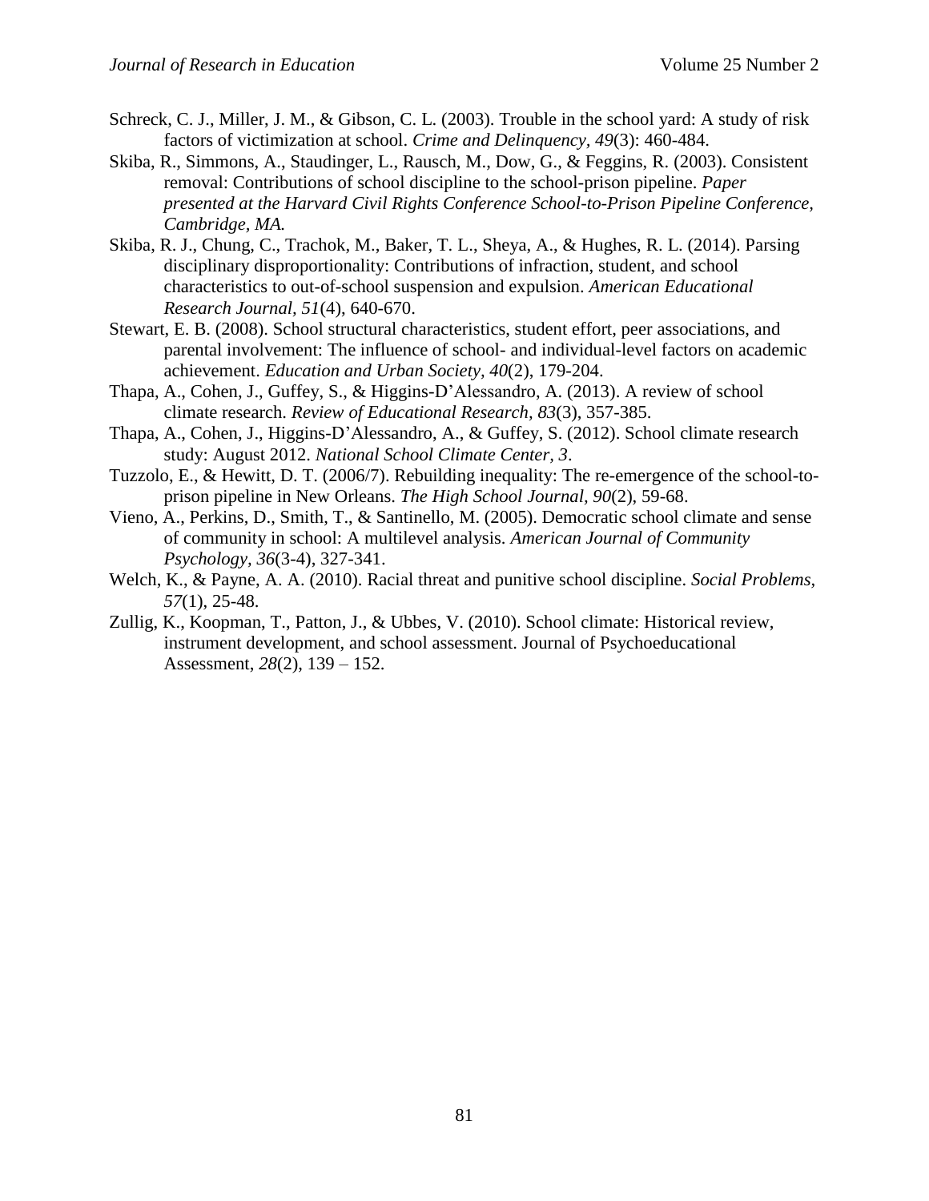Schreck, C. J., Miller, J. M., & Gibson, C. L. (2003). Trouble in the school yard: A study of risk factors of victimization at school. *Crime and Delinquency, 49*(3): 460-484.

Skiba, R., Simmons, A., Staudinger, L., Rausch, M., Dow, G., & Feggins, R. (2003). Consistent removal: Contributions of school discipline to the school-prison pipeline. *Paper presented at the Harvard Civil Rights Conference School-to-Prison Pipeline Conference, Cambridge, MA.*

Skiba, R. J., Chung, C., Trachok, M., Baker, T. L., Sheya, A., & Hughes, R. L. (2014). Parsing disciplinary disproportionality: Contributions of infraction, student, and school characteristics to out-of-school suspension and expulsion. *American Educational Research Journal*, *51*(4), 640-670.

Stewart, E. B. (2008). School structural characteristics, student effort, peer associations, and parental involvement: The influence of school- and individual-level factors on academic achievement. *Education and Urban Society, 40*(2), 179-204.

Thapa, A., Cohen, J., Guffey, S., & Higgins-D'Alessandro, A. (2013). A review of school climate research. *Review of Educational Research, 83*(3), 357-385.

Thapa, A., Cohen, J., Higgins-D'Alessandro, A., & Guffey, S. (2012). School climate research study: August 2012. *National School Climate Center, 3*.

Tuzzolo, E., & Hewitt, D. T. (2006/7). Rebuilding inequality: The re-emergence of the school-to-prison pipeline in New Orleans. *The High School Journal, 90*(2), 59-68.

Vieno, A., Perkins, D., Smith, T., & Santinello, M. (2005). Democratic school climate and sense of community in school: A multilevel analysis. *American Journal of Community Psychology, 36*(3-4), 327-341.

Welch, K., & Payne, A. A. (2010). Racial threat and punitive school discipline. *Social Problems, 57*(1), 25-48.

Zullig, K., Koopman, T., Patton, J., & Ubbes, V. (2010). School climate: Historical review, instrument development, and school assessment. Journal of Psychoeducational Assessment, *28*(2), 139 – 152.